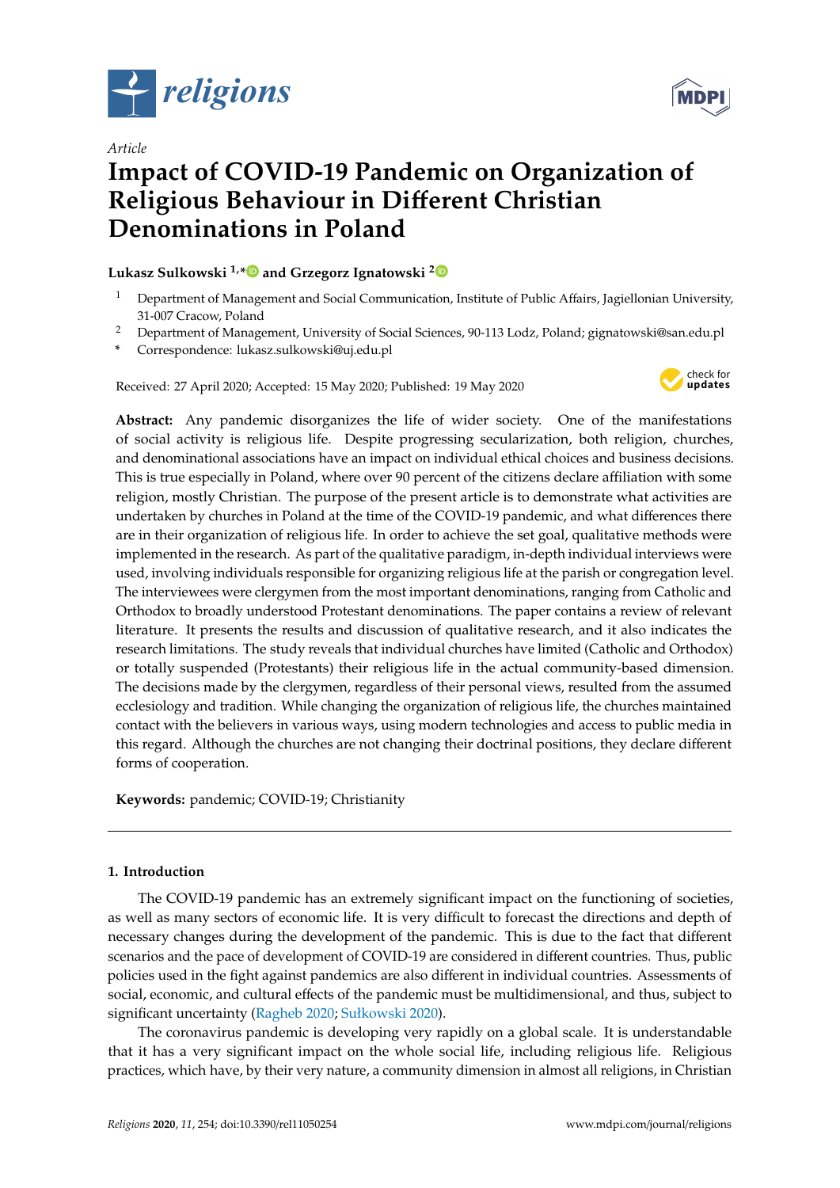*Article*

# Impact of COVID-19 Pandemic on Organization of Religious Behaviour in Different Christian Denominations in Poland

**Lukasz Sulkowski [1,*] and Grzegorz Ignatowski [2]**

[1] Department of Management and Social Communication, Institute of Public Affairs, Jagiellonian University, 31-007 Cracow, Poland

[2] Department of Management, University of Social Sciences, 90-113 Lodz, Poland; gignatowski@san.edu.pl

[*] Correspondence: lukasz.sulkowski@uj.edu.pl

Received: 27 April 2020; Accepted: 15 May 2020; Published: 19 May 2020

**Abstract:** Any pandemic disorganizes the life of wider society. One of the manifestations of social activity is religious life. Despite progressing secularization, both religion, churches, and denominational associations have an impact on individual ethical choices and business decisions. This is true especially in Poland, where over 90 percent of the citizens declare affiliation with some religion, mostly Christian. The purpose of the present article is to demonstrate what activities are undertaken by churches in Poland at the time of the COVID-19 pandemic, and what differences there are in their organization of religious life. In order to achieve the set goal, qualitative methods were implemented in the research. As part of the qualitative paradigm, in-depth individual interviews were used, involving individuals responsible for organizing religious life at the parish or congregation level. The interviewees were clergymen from the most important denominations, ranging from Catholic and Orthodox to broadly understood Protestant denominations. The paper contains a review of relevant literature. It presents the results and discussion of qualitative research, and it also indicates the research limitations. The study reveals that individual churches have limited (Catholic and Orthodox) or totally suspended (Protestants) their religious life in the actual community-based dimension. The decisions made by the clergymen, regardless of their personal views, resulted from the assumed ecclesiology and tradition. While changing the organization of religious life, the churches maintained contact with the believers in various ways, using modern technologies and access to public media in this regard. Although the churches are not changing their doctrinal positions, they declare different forms of cooperation.

**Keywords:** pandemic; COVID-19; Christianity

## 1. Introduction

The COVID-19 pandemic has an extremely significant impact on the functioning of societies, as well as many sectors of economic life. It is very difficult to forecast the directions and depth of necessary changes during the development of the pandemic. This is due to the fact that different scenarios and the pace of development of COVID-19 are considered in different countries. Thus, public policies used in the fight against pandemics are also different in individual countries. Assessments of social, economic, and cultural effects of the pandemic must be multidimensional, and thus, subject to significant uncertainty (Ragheb 2020; Sułkowski 2020).

The coronavirus pandemic is developing very rapidly on a global scale. It is understandable that it has a very significant impact on the whole social life, including religious life. Religious practices, which have, by their very nature, a community dimension in almost all religions, in Christian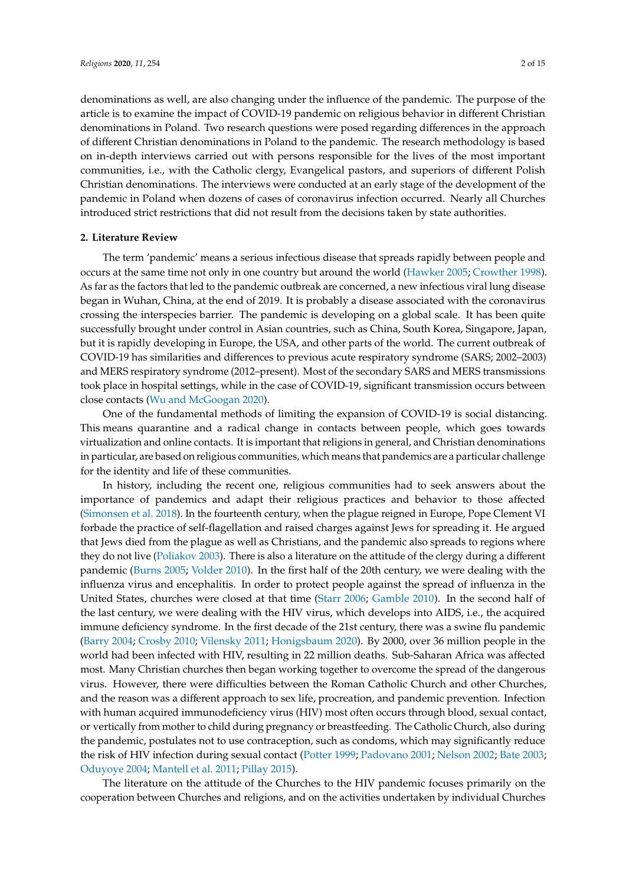denominations as well, are also changing under the influence of the pandemic. The purpose of the article is to examine the impact of COVID-19 pandemic on religious behavior in different Christian denominations in Poland. Two research questions were posed regarding differences in the approach of different Christian denominations in Poland to the pandemic. The research methodology is based on in-depth interviews carried out with persons responsible for the lives of the most important communities, i.e., with the Catholic clergy, Evangelical pastors, and superiors of different Polish Christian denominations. The interviews were conducted at an early stage of the development of the pandemic in Poland when dozens of cases of coronavirus infection occurred. Nearly all Churches introduced strict restrictions that did not result from the decisions taken by state authorities.

## 2. Literature Review

The term 'pandemic' means a serious infectious disease that spreads rapidly between people and occurs at the same time not only in one country but around the world (Hawker 2005; Crowther 1998). As far as the factors that led to the pandemic outbreak are concerned, a new infectious viral lung disease began in Wuhan, China, at the end of 2019. It is probably a disease associated with the coronavirus crossing the interspecies barrier. The pandemic is developing on a global scale. It has been quite successfully brought under control in Asian countries, such as China, South Korea, Singapore, Japan, but it is rapidly developing in Europe, the USA, and other parts of the world. The current outbreak of COVID-19 has similarities and differences to previous acute respiratory syndrome (SARS; 2002–2003) and MERS respiratory syndrome (2012–present). Most of the secondary SARS and MERS transmissions took place in hospital settings, while in the case of COVID-19, significant transmission occurs between close contacts (Wu and McGoogan 2020).

One of the fundamental methods of limiting the expansion of COVID-19 is social distancing. This means quarantine and a radical change in contacts between people, which goes towards virtualization and online contacts. It is important that religions in general, and Christian denominations in particular, are based on religious communities, which means that pandemics are a particular challenge for the identity and life of these communities.

In history, including the recent one, religious communities had to seek answers about the importance of pandemics and adapt their religious practices and behavior to those affected (Simonsen et al. 2018). In the fourteenth century, when the plague reigned in Europe, Pope Clement VI forbade the practice of self-flagellation and raised charges against Jews for spreading it. He argued that Jews died from the plague as well as Christians, and the pandemic also spreads to regions where they do not live (Poliakov 2003). There is also a literature on the attitude of the clergy during a different pandemic (Burns 2005; Volder 2010). In the first half of the 20th century, we were dealing with the influenza virus and encephalitis. In order to protect people against the spread of influenza in the United States, churches were closed at that time (Starr 2006; Gamble 2010). In the second half of the last century, we were dealing with the HIV virus, which develops into AIDS, i.e., the acquired immune deficiency syndrome. In the first decade of the 21st century, there was a swine flu pandemic (Barry 2004; Crosby 2010; Vilensky 2011; Honigsbaum 2020). By 2000, over 36 million people in the world had been infected with HIV, resulting in 22 million deaths. Sub-Saharan Africa was affected most. Many Christian churches then began working together to overcome the spread of the dangerous virus. However, there were difficulties between the Roman Catholic Church and other Churches, and the reason was a different approach to sex life, procreation, and pandemic prevention. Infection with human acquired immunodeficiency virus (HIV) most often occurs through blood, sexual contact, or vertically from mother to child during pregnancy or breastfeeding. The Catholic Church, also during the pandemic, postulates not to use contraception, such as condoms, which may significantly reduce the risk of HIV infection during sexual contact (Potter 1999; Padovano 2001; Nelson 2002; Bate 2003; Oduyoye 2004; Mantell et al. 2011; Pillay 2015).

The literature on the attitude of the Churches to the HIV pandemic focuses primarily on the cooperation between Churches and religions, and on the activities undertaken by individual Churches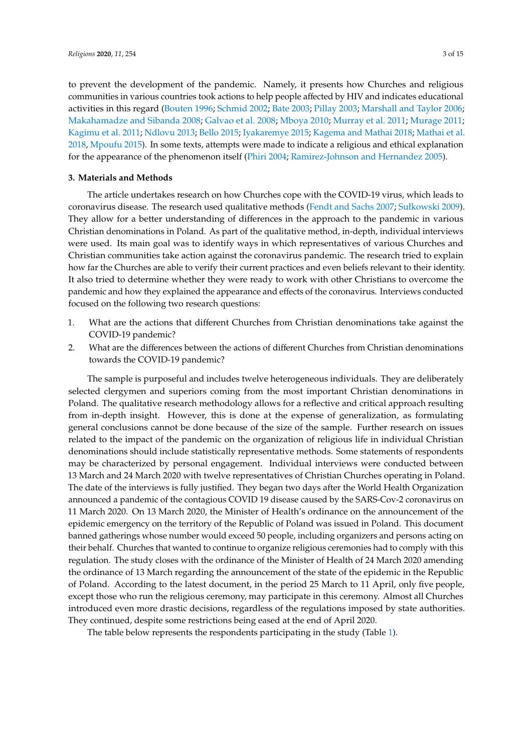to prevent the development of the pandemic. Namely, it presents how Churches and religious communities in various countries took actions to help people affected by HIV and indicates educational activities in this regard (Bouten 1996; Schmid 2002; Bate 2003; Pillay 2003; Marshall and Taylor 2006; Makahamadze and Sibanda 2008; Galvao et al. 2008; Mboya 2010; Murray et al. 2011; Murage 2011; Kagimu et al. 2011; Ndlovu 2013; Bello 2015; Iyakaremye 2015; Kagema and Mathai 2018; Mathai et al. 2018, Mpoufu 2015). In some texts, attempts were made to indicate a religious and ethical explanation for the appearance of the phenomenon itself (Phiri 2004; Ramirez-Johnson and Hernandez 2005).

## 3. Materials and Methods

The article undertakes research on how Churches cope with the COVID-19 virus, which leads to coronavirus disease. The research used qualitative methods (Fendt and Sachs 2007; Sułkowski 2009). They allow for a better understanding of differences in the approach to the pandemic in various Christian denominations in Poland. As part of the qualitative method, in-depth, individual interviews were used. Its main goal was to identify ways in which representatives of various Churches and Christian communities take action against the coronavirus pandemic. The research tried to explain how far the Churches are able to verify their current practices and even beliefs relevant to their identity. It also tried to determine whether they were ready to work with other Christians to overcome the pandemic and how they explained the appearance and effects of the coronavirus. Interviews conducted focused on the following two research questions:

1. What are the actions that different Churches from Christian denominations take against the COVID-19 pandemic?
2. What are the differences between the actions of different Churches from Christian denominations towards the COVID-19 pandemic?

The sample is purposeful and includes twelve heterogeneous individuals. They are deliberately selected clergymen and superiors coming from the most important Christian denominations in Poland. The qualitative research methodology allows for a reflective and critical approach resulting from in-depth insight. However, this is done at the expense of generalization, as formulating general conclusions cannot be done because of the size of the sample. Further research on issues related to the impact of the pandemic on the organization of religious life in individual Christian denominations should include statistically representative methods. Some statements of respondents may be characterized by personal engagement. Individual interviews were conducted between 13 March and 24 March 2020 with twelve representatives of Christian Churches operating in Poland. The date of the interviews is fully justified. They began two days after the World Health Organization announced a pandemic of the contagious COVID 19 disease caused by the SARS-Cov-2 coronavirus on 11 March 2020. On 13 March 2020, the Minister of Health's ordinance on the announcement of the epidemic emergency on the territory of the Republic of Poland was issued in Poland. This document banned gatherings whose number would exceed 50 people, including organizers and persons acting on their behalf. Churches that wanted to continue to organize religious ceremonies had to comply with this regulation. The study closes with the ordinance of the Minister of Health of 24 March 2020 amending the ordinance of 13 March regarding the announcement of the state of the epidemic in the Republic of Poland. According to the latest document, in the period 25 March to 11 April, only five people, except those who run the religious ceremony, may participate in this ceremony. Almost all Churches introduced even more drastic decisions, regardless of the regulations imposed by state authorities. They continued, despite some restrictions being eased at the end of April 2020.

The table below represents the respondents participating in the study (Table 1).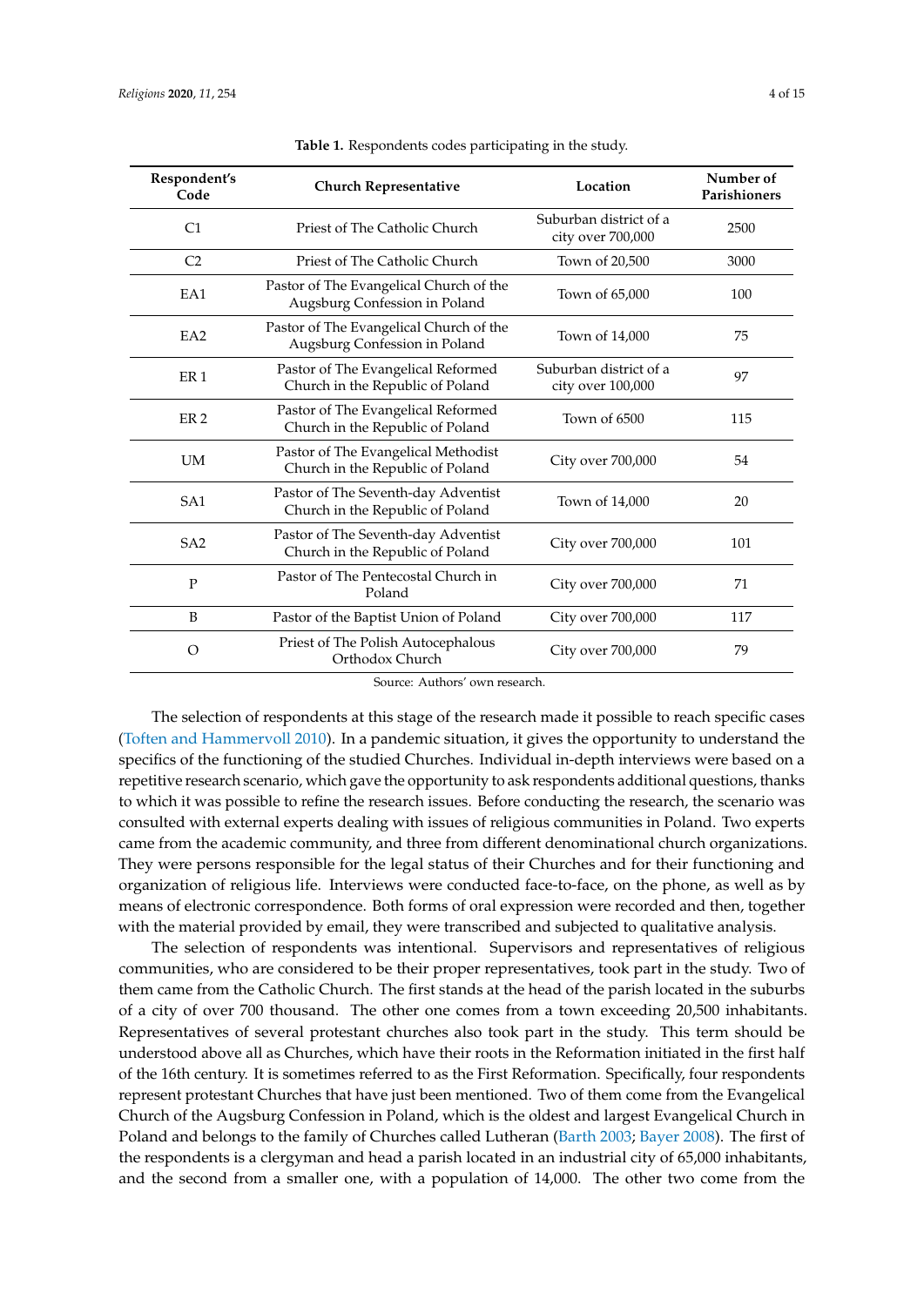**Table 1.** Respondents codes participating in the study.

| Respondent's Code | Church Representative | Location | Number of Parishioners |
|---|---|---|---|
| C1 | Priest of The Catholic Church | Suburban district of a city over 700,000 | 2500 |
| C2 | Priest of The Catholic Church | Town of 20,500 | 3000 |
| EA1 | Pastor of The Evangelical Church of the Augsburg Confession in Poland | Town of 65,000 | 100 |
| EA2 | Pastor of The Evangelical Church of the Augsburg Confession in Poland | Town of 14,000 | 75 |
| ER 1 | Pastor of The Evangelical Reformed Church in the Republic of Poland | Suburban district of a city over 100,000 | 97 |
| ER 2 | Pastor of The Evangelical Reformed Church in the Republic of Poland | Town of 6500 | 115 |
| UM | Pastor of The Evangelical Methodist Church in the Republic of Poland | City over 700,000 | 54 |
| SA1 | Pastor of The Seventh-day Adventist Church in the Republic of Poland | Town of 14,000 | 20 |
| SA2 | Pastor of The Seventh-day Adventist Church in the Republic of Poland | City over 700,000 | 101 |
| P | Pastor of The Pentecostal Church in Poland | City over 700,000 | 71 |
| B | Pastor of the Baptist Union of Poland | City over 700,000 | 117 |
| O | Priest of The Polish Autocephalous Orthodox Church | City over 700,000 | 79 |

Source: Authors' own research.

The selection of respondents at this stage of the research made it possible to reach specific cases (Toften and Hammervoll 2010). In a pandemic situation, it gives the opportunity to understand the specifics of the functioning of the studied Churches. Individual in-depth interviews were based on a repetitive research scenario, which gave the opportunity to ask respondents additional questions, thanks to which it was possible to refine the research issues. Before conducting the research, the scenario was consulted with external experts dealing with issues of religious communities in Poland. Two experts came from the academic community, and three from different denominational church organizations. They were persons responsible for the legal status of their Churches and for their functioning and organization of religious life. Interviews were conducted face-to-face, on the phone, as well as by means of electronic correspondence. Both forms of oral expression were recorded and then, together with the material provided by email, they were transcribed and subjected to qualitative analysis.

The selection of respondents was intentional. Supervisors and representatives of religious communities, who are considered to be their proper representatives, took part in the study. Two of them came from the Catholic Church. The first stands at the head of the parish located in the suburbs of a city of over 700 thousand. The other one comes from a town exceeding 20,500 inhabitants. Representatives of several protestant churches also took part in the study. This term should be understood above all as Churches, which have their roots in the Reformation initiated in the first half of the 16th century. It is sometimes referred to as the First Reformation. Specifically, four respondents represent protestant Churches that have just been mentioned. Two of them come from the Evangelical Church of the Augsburg Confession in Poland, which is the oldest and largest Evangelical Church in Poland and belongs to the family of Churches called Lutheran (Barth 2003; Bayer 2008). The first of the respondents is a clergyman and head a parish located in an industrial city of 65,000 inhabitants, and the second from a smaller one, with a population of 14,000. The other two come from the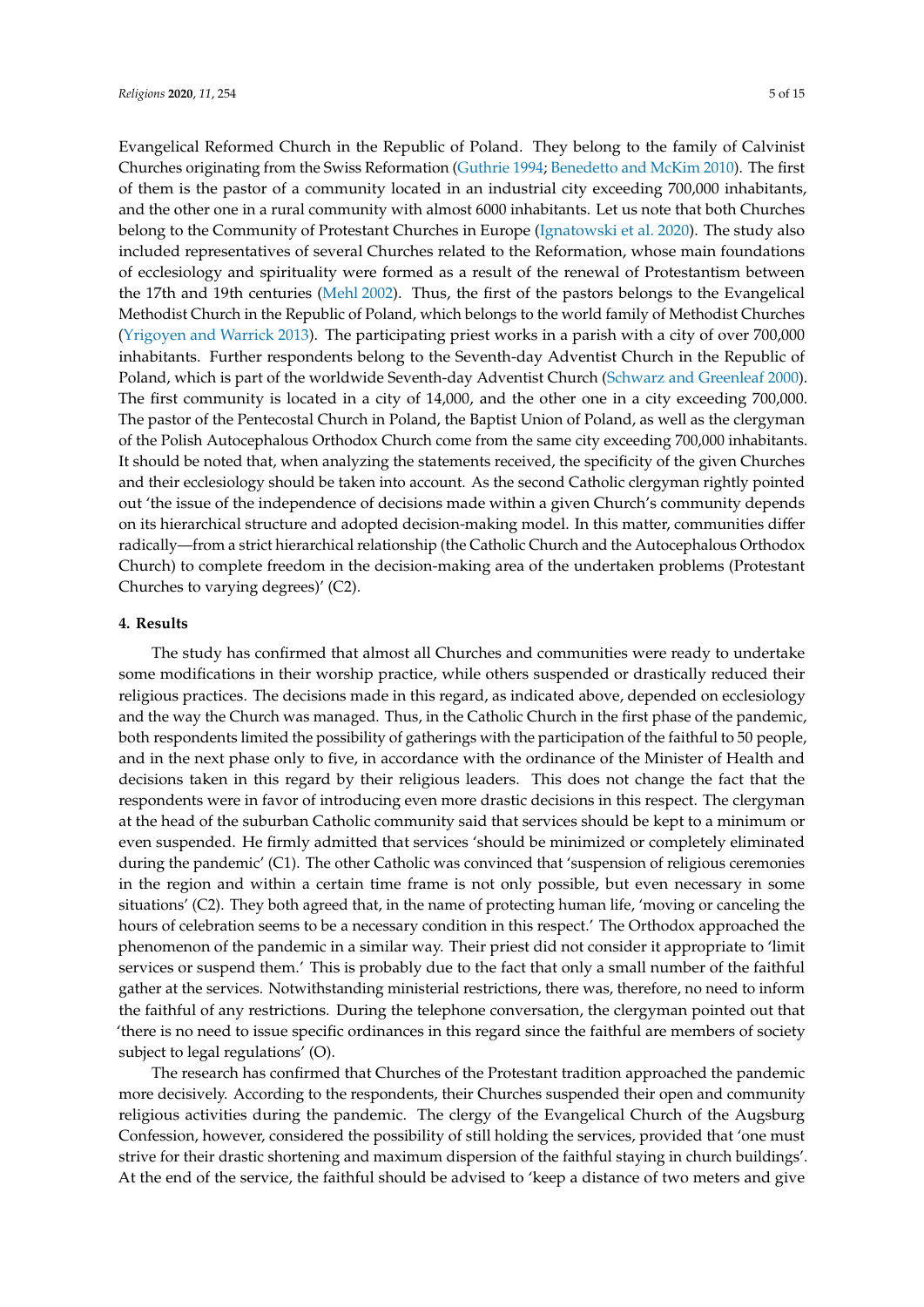Evangelical Reformed Church in the Republic of Poland. They belong to the family of Calvinist Churches originating from the Swiss Reformation (Guthrie 1994; Benedetto and McKim 2010). The first of them is the pastor of a community located in an industrial city exceeding 700,000 inhabitants, and the other one in a rural community with almost 6000 inhabitants. Let us note that both Churches belong to the Community of Protestant Churches in Europe (Ignatowski et al. 2020). The study also included representatives of several Churches related to the Reformation, whose main foundations of ecclesiology and spirituality were formed as a result of the renewal of Protestantism between the 17th and 19th centuries (Mehl 2002). Thus, the first of the pastors belongs to the Evangelical Methodist Church in the Republic of Poland, which belongs to the world family of Methodist Churches (Yrigoyen and Warrick 2013). The participating priest works in a parish with a city of over 700,000 inhabitants. Further respondents belong to the Seventh-day Adventist Church in the Republic of Poland, which is part of the worldwide Seventh-day Adventist Church (Schwarz and Greenleaf 2000). The first community is located in a city of 14,000, and the other one in a city exceeding 700,000. The pastor of the Pentecostal Church in Poland, the Baptist Union of Poland, as well as the clergyman of the Polish Autocephalous Orthodox Church come from the same city exceeding 700,000 inhabitants. It should be noted that, when analyzing the statements received, the specificity of the given Churches and their ecclesiology should be taken into account. As the second Catholic clergyman rightly pointed out 'the issue of the independence of decisions made within a given Church's community depends on its hierarchical structure and adopted decision-making model. In this matter, communities differ radically—from a strict hierarchical relationship (the Catholic Church and the Autocephalous Orthodox Church) to complete freedom in the decision-making area of the undertaken problems (Protestant Churches to varying degrees)' (C2).

## 4. Results

The study has confirmed that almost all Churches and communities were ready to undertake some modifications in their worship practice, while others suspended or drastically reduced their religious practices. The decisions made in this regard, as indicated above, depended on ecclesiology and the way the Church was managed. Thus, in the Catholic Church in the first phase of the pandemic, both respondents limited the possibility of gatherings with the participation of the faithful to 50 people, and in the next phase only to five, in accordance with the ordinance of the Minister of Health and decisions taken in this regard by their religious leaders. This does not change the fact that the respondents were in favor of introducing even more drastic decisions in this respect. The clergyman at the head of the suburban Catholic community said that services should be kept to a minimum or even suspended. He firmly admitted that services 'should be minimized or completely eliminated during the pandemic' (C1). The other Catholic was convinced that 'suspension of religious ceremonies in the region and within a certain time frame is not only possible, but even necessary in some situations' (C2). They both agreed that, in the name of protecting human life, 'moving or canceling the hours of celebration seems to be a necessary condition in this respect.' The Orthodox approached the phenomenon of the pandemic in a similar way. Their priest did not consider it appropriate to 'limit services or suspend them.' This is probably due to the fact that only a small number of the faithful gather at the services. Notwithstanding ministerial restrictions, there was, therefore, no need to inform the faithful of any restrictions. During the telephone conversation, the clergyman pointed out that 'there is no need to issue specific ordinances in this regard since the faithful are members of society subject to legal regulations' (O).

The research has confirmed that Churches of the Protestant tradition approached the pandemic more decisively. According to the respondents, their Churches suspended their open and community religious activities during the pandemic. The clergy of the Evangelical Church of the Augsburg Confession, however, considered the possibility of still holding the services, provided that 'one must strive for their drastic shortening and maximum dispersion of the faithful staying in church buildings'. At the end of the service, the faithful should be advised to 'keep a distance of two meters and give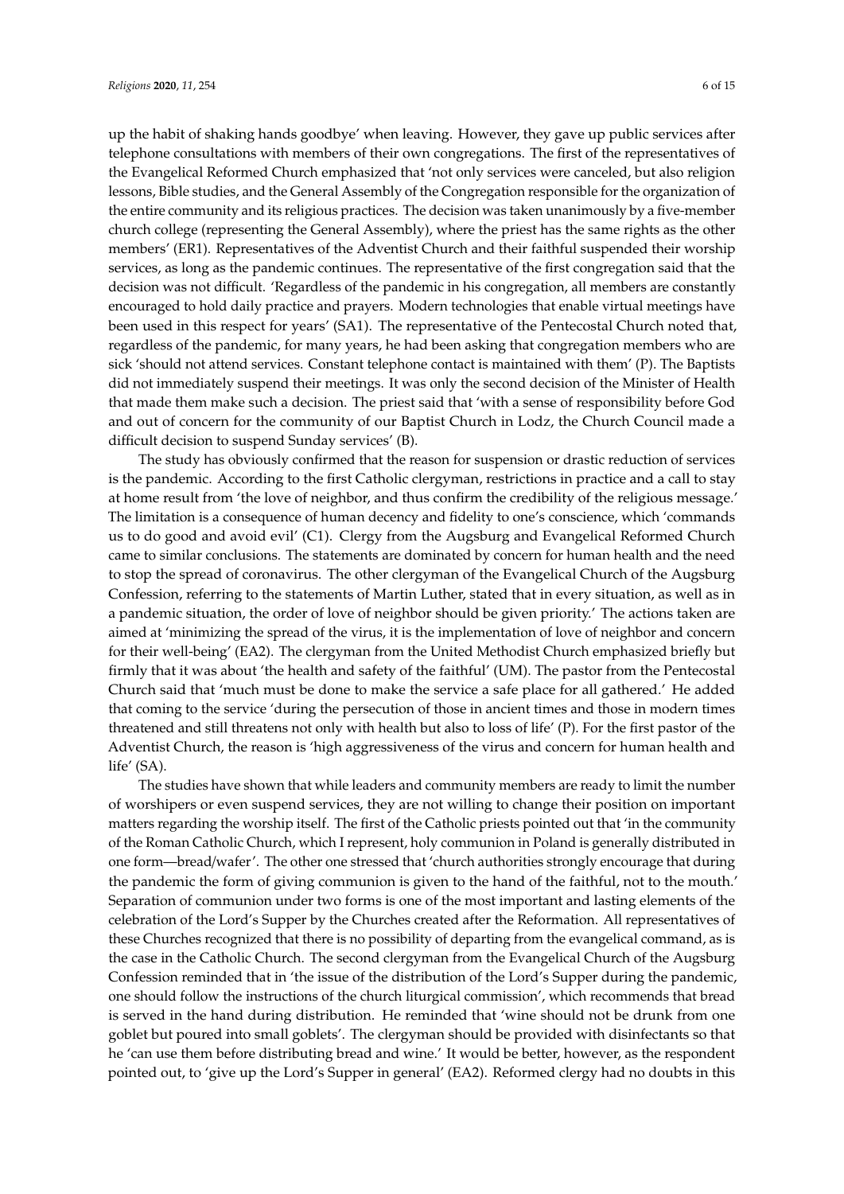up the habit of shaking hands goodbye' when leaving. However, they gave up public services after telephone consultations with members of their own congregations. The first of the representatives of the Evangelical Reformed Church emphasized that 'not only services were canceled, but also religion lessons, Bible studies, and the General Assembly of the Congregation responsible for the organization of the entire community and its religious practices. The decision was taken unanimously by a five-member church college (representing the General Assembly), where the priest has the same rights as the other members' (ER1). Representatives of the Adventist Church and their faithful suspended their worship services, as long as the pandemic continues. The representative of the first congregation said that the decision was not difficult. 'Regardless of the pandemic in his congregation, all members are constantly encouraged to hold daily practice and prayers. Modern technologies that enable virtual meetings have been used in this respect for years' (SA1). The representative of the Pentecostal Church noted that, regardless of the pandemic, for many years, he had been asking that congregation members who are sick 'should not attend services. Constant telephone contact is maintained with them' (P). The Baptists did not immediately suspend their meetings. It was only the second decision of the Minister of Health that made them make such a decision. The priest said that 'with a sense of responsibility before God and out of concern for the community of our Baptist Church in Lodz, the Church Council made a difficult decision to suspend Sunday services' (B).

The study has obviously confirmed that the reason for suspension or drastic reduction of services is the pandemic. According to the first Catholic clergyman, restrictions in practice and a call to stay at home result from 'the love of neighbor, and thus confirm the credibility of the religious message.' The limitation is a consequence of human decency and fidelity to one's conscience, which 'commands us to do good and avoid evil' (C1). Clergy from the Augsburg and Evangelical Reformed Church came to similar conclusions. The statements are dominated by concern for human health and the need to stop the spread of coronavirus. The other clergyman of the Evangelical Church of the Augsburg Confession, referring to the statements of Martin Luther, stated that in every situation, as well as in a pandemic situation, the order of love of neighbor should be given priority.' The actions taken are aimed at 'minimizing the spread of the virus, it is the implementation of love of neighbor and concern for their well-being' (EA2). The clergyman from the United Methodist Church emphasized briefly but firmly that it was about 'the health and safety of the faithful' (UM). The pastor from the Pentecostal Church said that 'much must be done to make the service a safe place for all gathered.' He added that coming to the service 'during the persecution of those in ancient times and those in modern times threatened and still threatens not only with health but also to loss of life' (P). For the first pastor of the Adventist Church, the reason is 'high aggressiveness of the virus and concern for human health and life' (SA).

The studies have shown that while leaders and community members are ready to limit the number of worshipers or even suspend services, they are not willing to change their position on important matters regarding the worship itself. The first of the Catholic priests pointed out that 'in the community of the Roman Catholic Church, which I represent, holy communion in Poland is generally distributed in one form—bread/wafer'. The other one stressed that 'church authorities strongly encourage that during the pandemic the form of giving communion is given to the hand of the faithful, not to the mouth.' Separation of communion under two forms is one of the most important and lasting elements of the celebration of the Lord's Supper by the Churches created after the Reformation. All representatives of these Churches recognized that there is no possibility of departing from the evangelical command, as is the case in the Catholic Church. The second clergyman from the Evangelical Church of the Augsburg Confession reminded that in 'the issue of the distribution of the Lord's Supper during the pandemic, one should follow the instructions of the church liturgical commission', which recommends that bread is served in the hand during distribution. He reminded that 'wine should not be drunk from one goblet but poured into small goblets'. The clergyman should be provided with disinfectants so that he 'can use them before distributing bread and wine.' It would be better, however, as the respondent pointed out, to 'give up the Lord's Supper in general' (EA2). Reformed clergy had no doubts in this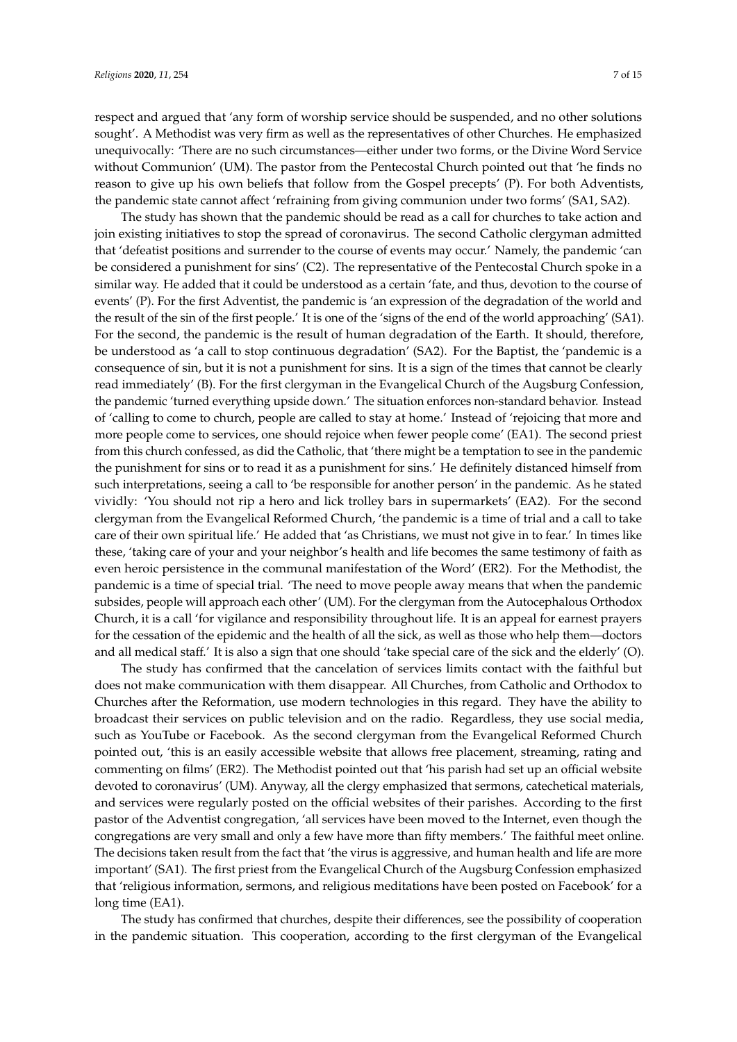respect and argued that 'any form of worship service should be suspended, and no other solutions sought'. A Methodist was very firm as well as the representatives of other Churches. He emphasized unequivocally: 'There are no such circumstances—either under two forms, or the Divine Word Service without Communion' (UM). The pastor from the Pentecostal Church pointed out that 'he finds no reason to give up his own beliefs that follow from the Gospel precepts' (P). For both Adventists, the pandemic state cannot affect 'refraining from giving communion under two forms' (SA1, SA2).

The study has shown that the pandemic should be read as a call for churches to take action and join existing initiatives to stop the spread of coronavirus. The second Catholic clergyman admitted that 'defeatist positions and surrender to the course of events may occur.' Namely, the pandemic 'can be considered a punishment for sins' (C2). The representative of the Pentecostal Church spoke in a similar way. He added that it could be understood as a certain 'fate, and thus, devotion to the course of events' (P). For the first Adventist, the pandemic is 'an expression of the degradation of the world and the result of the sin of the first people.' It is one of the 'signs of the end of the world approaching' (SA1). For the second, the pandemic is the result of human degradation of the Earth. It should, therefore, be understood as 'a call to stop continuous degradation' (SA2). For the Baptist, the 'pandemic is a consequence of sin, but it is not a punishment for sins. It is a sign of the times that cannot be clearly read immediately' (B). For the first clergyman in the Evangelical Church of the Augsburg Confession, the pandemic 'turned everything upside down.' The situation enforces non-standard behavior. Instead of 'calling to come to church, people are called to stay at home.' Instead of 'rejoicing that more and more people come to services, one should rejoice when fewer people come' (EA1). The second priest from this church confessed, as did the Catholic, that 'there might be a temptation to see in the pandemic the punishment for sins or to read it as a punishment for sins.' He definitely distanced himself from such interpretations, seeing a call to 'be responsible for another person' in the pandemic. As he stated vividly: 'You should not rip a hero and lick trolley bars in supermarkets' (EA2). For the second clergyman from the Evangelical Reformed Church, 'the pandemic is a time of trial and a call to take care of their own spiritual life.' He added that 'as Christians, we must not give in to fear.' In times like these, 'taking care of your and your neighbor's health and life becomes the same testimony of faith as even heroic persistence in the communal manifestation of the Word' (ER2). For the Methodist, the pandemic is a time of special trial. 'The need to move people away means that when the pandemic subsides, people will approach each other' (UM). For the clergyman from the Autocephalous Orthodox Church, it is a call 'for vigilance and responsibility throughout life. It is an appeal for earnest prayers for the cessation of the epidemic and the health of all the sick, as well as those who help them—doctors and all medical staff.' It is also a sign that one should 'take special care of the sick and the elderly' (O).

The study has confirmed that the cancelation of services limits contact with the faithful but does not make communication with them disappear. All Churches, from Catholic and Orthodox to Churches after the Reformation, use modern technologies in this regard. They have the ability to broadcast their services on public television and on the radio. Regardless, they use social media, such as YouTube or Facebook. As the second clergyman from the Evangelical Reformed Church pointed out, 'this is an easily accessible website that allows free placement, streaming, rating and commenting on films' (ER2). The Methodist pointed out that 'his parish had set up an official website devoted to coronavirus' (UM). Anyway, all the clergy emphasized that sermons, catechetical materials, and services were regularly posted on the official websites of their parishes. According to the first pastor of the Adventist congregation, 'all services have been moved to the Internet, even though the congregations are very small and only a few have more than fifty members.' The faithful meet online. The decisions taken result from the fact that 'the virus is aggressive, and human health and life are more important' (SA1). The first priest from the Evangelical Church of the Augsburg Confession emphasized that 'religious information, sermons, and religious meditations have been posted on Facebook' for a long time (EA1).

The study has confirmed that churches, despite their differences, see the possibility of cooperation in the pandemic situation. This cooperation, according to the first clergyman of the Evangelical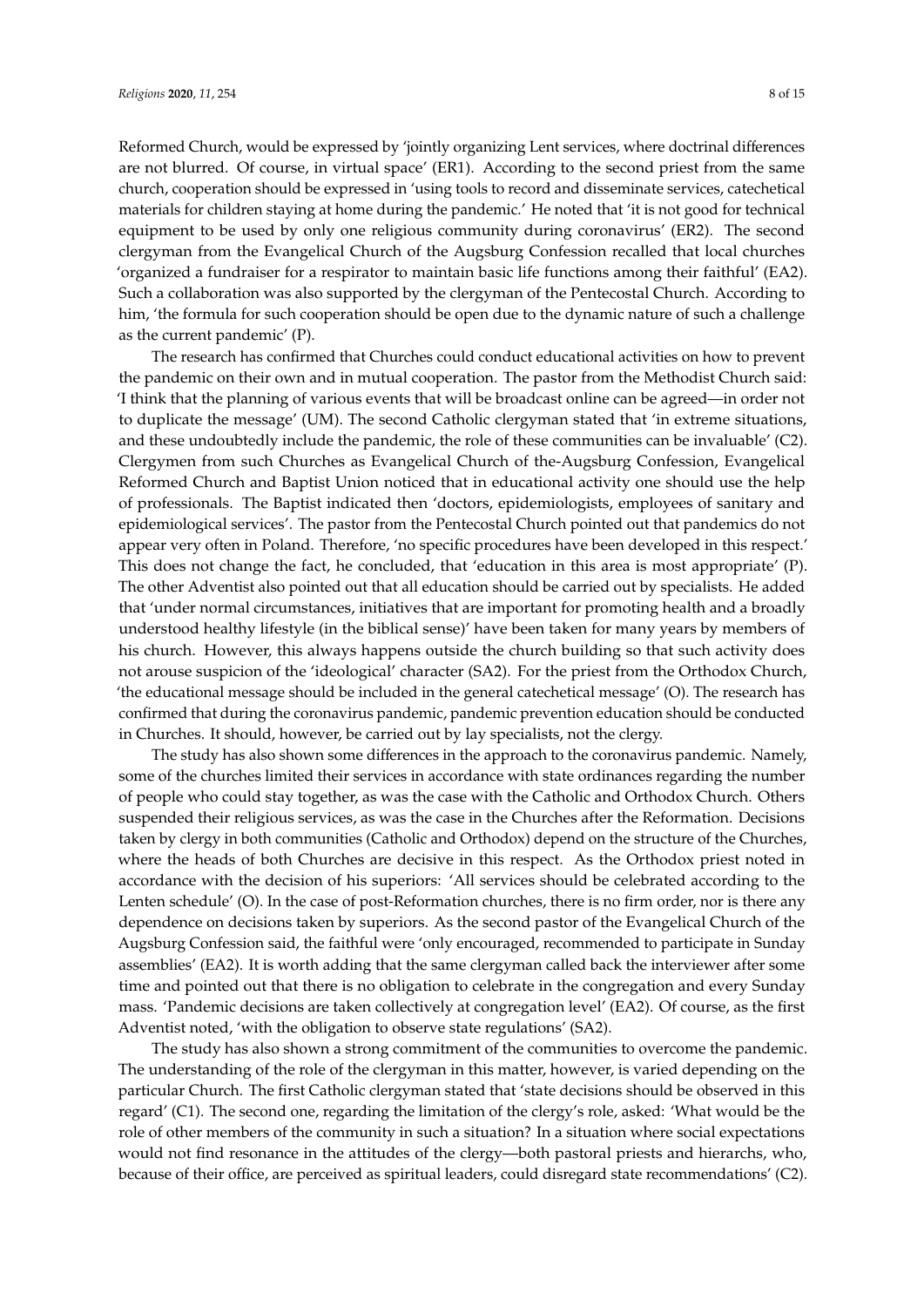Reformed Church, would be expressed by 'jointly organizing Lent services, where doctrinal differences are not blurred. Of course, in virtual space' (ER1). According to the second priest from the same church, cooperation should be expressed in 'using tools to record and disseminate services, catechetical materials for children staying at home during the pandemic.' He noted that 'it is not good for technical equipment to be used by only one religious community during coronavirus' (ER2). The second clergyman from the Evangelical Church of the Augsburg Confession recalled that local churches 'organized a fundraiser for a respirator to maintain basic life functions among their faithful' (EA2). Such a collaboration was also supported by the clergyman of the Pentecostal Church. According to him, 'the formula for such cooperation should be open due to the dynamic nature of such a challenge as the current pandemic' (P).

The research has confirmed that Churches could conduct educational activities on how to prevent the pandemic on their own and in mutual cooperation. The pastor from the Methodist Church said: 'I think that the planning of various events that will be broadcast online can be agreed—in order not to duplicate the message' (UM). The second Catholic clergyman stated that 'in extreme situations, and these undoubtedly include the pandemic, the role of these communities can be invaluable' (C2). Clergymen from such Churches as Evangelical Church of the-Augsburg Confession, Evangelical Reformed Church and Baptist Union noticed that in educational activity one should use the help of professionals. The Baptist indicated then 'doctors, epidemiologists, employees of sanitary and epidemiological services'. The pastor from the Pentecostal Church pointed out that pandemics do not appear very often in Poland. Therefore, 'no specific procedures have been developed in this respect.' This does not change the fact, he concluded, that 'education in this area is most appropriate' (P). The other Adventist also pointed out that all education should be carried out by specialists. He added that 'under normal circumstances, initiatives that are important for promoting health and a broadly understood healthy lifestyle (in the biblical sense)' have been taken for many years by members of his church. However, this always happens outside the church building so that such activity does not arouse suspicion of the 'ideological' character (SA2). For the priest from the Orthodox Church, 'the educational message should be included in the general catechetical message' (O). The research has confirmed that during the coronavirus pandemic, pandemic prevention education should be conducted in Churches. It should, however, be carried out by lay specialists, not the clergy.

The study has also shown some differences in the approach to the coronavirus pandemic. Namely, some of the churches limited their services in accordance with state ordinances regarding the number of people who could stay together, as was the case with the Catholic and Orthodox Church. Others suspended their religious services, as was the case in the Churches after the Reformation. Decisions taken by clergy in both communities (Catholic and Orthodox) depend on the structure of the Churches, where the heads of both Churches are decisive in this respect. As the Orthodox priest noted in accordance with the decision of his superiors: 'All services should be celebrated according to the Lenten schedule' (O). In the case of post-Reformation churches, there is no firm order, nor is there any dependence on decisions taken by superiors. As the second pastor of the Evangelical Church of the Augsburg Confession said, the faithful were 'only encouraged, recommended to participate in Sunday assemblies' (EA2). It is worth adding that the same clergyman called back the interviewer after some time and pointed out that there is no obligation to celebrate in the congregation and every Sunday mass. 'Pandemic decisions are taken collectively at congregation level' (EA2). Of course, as the first Adventist noted, 'with the obligation to observe state regulations' (SA2).

The study has also shown a strong commitment of the communities to overcome the pandemic. The understanding of the role of the clergyman in this matter, however, is varied depending on the particular Church. The first Catholic clergyman stated that 'state decisions should be observed in this regard' (C1). The second one, regarding the limitation of the clergy's role, asked: 'What would be the role of other members of the community in such a situation? In a situation where social expectations would not find resonance in the attitudes of the clergy—both pastoral priests and hierarchs, who, because of their office, are perceived as spiritual leaders, could disregard state recommendations' (C2).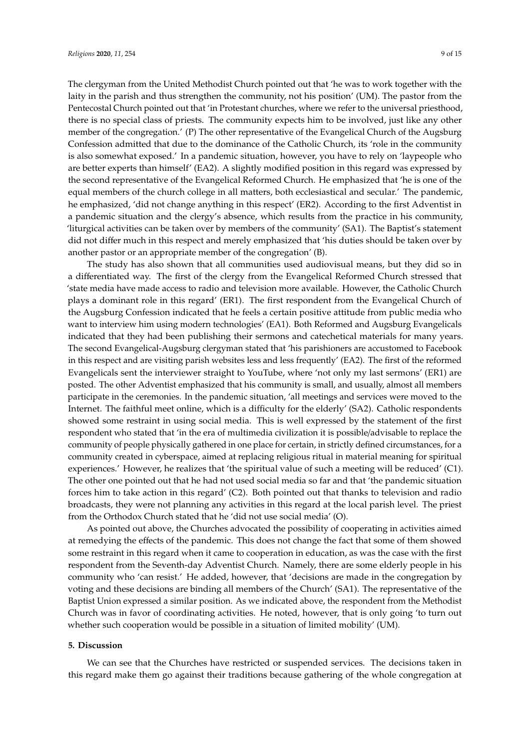The clergyman from the United Methodist Church pointed out that 'he was to work together with the laity in the parish and thus strengthen the community, not his position' (UM). The pastor from the Pentecostal Church pointed out that 'in Protestant churches, where we refer to the universal priesthood, there is no special class of priests. The community expects him to be involved, just like any other member of the congregation.' (P) The other representative of the Evangelical Church of the Augsburg Confession admitted that due to the dominance of the Catholic Church, its 'role in the community is also somewhat exposed.' In a pandemic situation, however, you have to rely on 'laypeople who are better experts than himself' (EA2). A slightly modified position in this regard was expressed by the second representative of the Evangelical Reformed Church. He emphasized that 'he is one of the equal members of the church college in all matters, both ecclesiastical and secular.' The pandemic, he emphasized, 'did not change anything in this respect' (ER2). According to the first Adventist in a pandemic situation and the clergy's absence, which results from the practice in his community, 'liturgical activities can be taken over by members of the community' (SA1). The Baptist's statement did not differ much in this respect and merely emphasized that 'his duties should be taken over by another pastor or an appropriate member of the congregation' (B).

The study has also shown that all communities used audiovisual means, but they did so in a differentiated way. The first of the clergy from the Evangelical Reformed Church stressed that 'state media have made access to radio and television more available. However, the Catholic Church plays a dominant role in this regard' (ER1). The first respondent from the Evangelical Church of the Augsburg Confession indicated that he feels a certain positive attitude from public media who want to interview him using modern technologies' (EA1). Both Reformed and Augsburg Evangelicals indicated that they had been publishing their sermons and catechetical materials for many years. The second Evangelical-Augsburg clergyman stated that 'his parishioners are accustomed to Facebook in this respect and are visiting parish websites less and less frequently' (EA2). The first of the reformed Evangelicals sent the interviewer straight to YouTube, where 'not only my last sermons' (ER1) are posted. The other Adventist emphasized that his community is small, and usually, almost all members participate in the ceremonies. In the pandemic situation, 'all meetings and services were moved to the Internet. The faithful meet online, which is a difficulty for the elderly' (SA2). Catholic respondents showed some restraint in using social media. This is well expressed by the statement of the first respondent who stated that 'in the era of multimedia civilization it is possible/advisable to replace the community of people physically gathered in one place for certain, in strictly defined circumstances, for a community created in cyberspace, aimed at replacing religious ritual in material meaning for spiritual experiences.' However, he realizes that 'the spiritual value of such a meeting will be reduced' (C1). The other one pointed out that he had not used social media so far and that 'the pandemic situation forces him to take action in this regard' (C2). Both pointed out that thanks to television and radio broadcasts, they were not planning any activities in this regard at the local parish level. The priest from the Orthodox Church stated that he 'did not use social media' (O).

As pointed out above, the Churches advocated the possibility of cooperating in activities aimed at remedying the effects of the pandemic. This does not change the fact that some of them showed some restraint in this regard when it came to cooperation in education, as was the case with the first respondent from the Seventh-day Adventist Church. Namely, there are some elderly people in his community who 'can resist.' He added, however, that 'decisions are made in the congregation by voting and these decisions are binding all members of the Church' (SA1). The representative of the Baptist Union expressed a similar position. As we indicated above, the respondent from the Methodist Church was in favor of coordinating activities. He noted, however, that is only going 'to turn out whether such cooperation would be possible in a situation of limited mobility' (UM).

## 5. Discussion

We can see that the Churches have restricted or suspended services. The decisions taken in this regard make them go against their traditions because gathering of the whole congregation at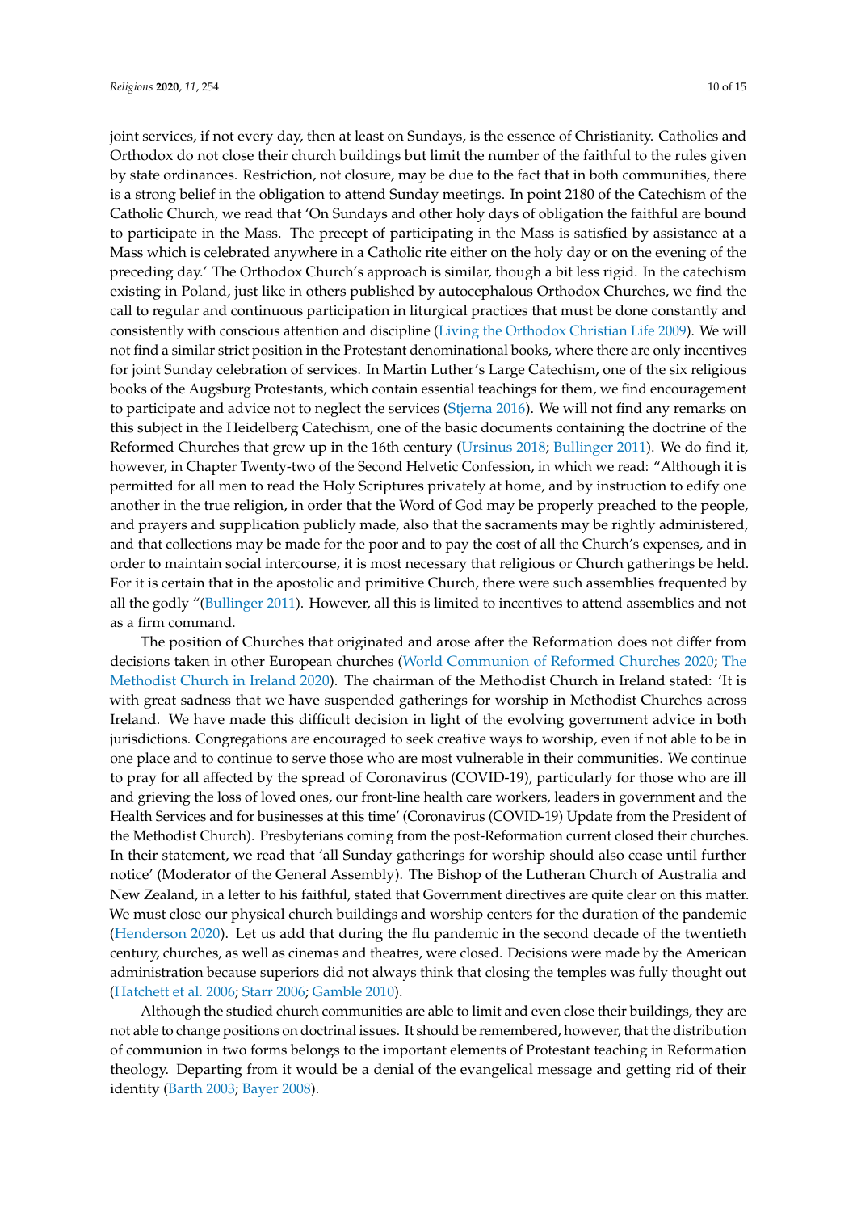joint services, if not every day, then at least on Sundays, is the essence of Christianity. Catholics and Orthodox do not close their church buildings but limit the number of the faithful to the rules given by state ordinances. Restriction, not closure, may be due to the fact that in both communities, there is a strong belief in the obligation to attend Sunday meetings. In point 2180 of the Catechism of the Catholic Church, we read that 'On Sundays and other holy days of obligation the faithful are bound to participate in the Mass. The precept of participating in the Mass is satisfied by assistance at a Mass which is celebrated anywhere in a Catholic rite either on the holy day or on the evening of the preceding day.' The Orthodox Church's approach is similar, though a bit less rigid. In the catechism existing in Poland, just like in others published by autocephalous Orthodox Churches, we find the call to regular and continuous participation in liturgical practices that must be done constantly and consistently with conscious attention and discipline (Living the Orthodox Christian Life 2009). We will not find a similar strict position in the Protestant denominational books, where there are only incentives for joint Sunday celebration of services. In Martin Luther's Large Catechism, one of the six religious books of the Augsburg Protestants, which contain essential teachings for them, we find encouragement to participate and advice not to neglect the services (Stjerna 2016). We will not find any remarks on this subject in the Heidelberg Catechism, one of the basic documents containing the doctrine of the Reformed Churches that grew up in the 16th century (Ursinus 2018; Bullinger 2011). We do find it, however, in Chapter Twenty-two of the Second Helvetic Confession, in which we read: "Although it is permitted for all men to read the Holy Scriptures privately at home, and by instruction to edify one another in the true religion, in order that the Word of God may be properly preached to the people, and prayers and supplication publicly made, also that the sacraments may be rightly administered, and that collections may be made for the poor and to pay the cost of all the Church's expenses, and in order to maintain social intercourse, it is most necessary that religious or Church gatherings be held. For it is certain that in the apostolic and primitive Church, there were such assemblies frequented by all the godly "(Bullinger 2011). However, all this is limited to incentives to attend assemblies and not as a firm command.

The position of Churches that originated and arose after the Reformation does not differ from decisions taken in other European churches (World Communion of Reformed Churches 2020; The Methodist Church in Ireland 2020). The chairman of the Methodist Church in Ireland stated: 'It is with great sadness that we have suspended gatherings for worship in Methodist Churches across Ireland. We have made this difficult decision in light of the evolving government advice in both jurisdictions. Congregations are encouraged to seek creative ways to worship, even if not able to be in one place and to continue to serve those who are most vulnerable in their communities. We continue to pray for all affected by the spread of Coronavirus (COVID-19), particularly for those who are ill and grieving the loss of loved ones, our front-line health care workers, leaders in government and the Health Services and for businesses at this time' (Coronavirus (COVID-19) Update from the President of the Methodist Church). Presbyterians coming from the post-Reformation current closed their churches. In their statement, we read that 'all Sunday gatherings for worship should also cease until further notice' (Moderator of the General Assembly). The Bishop of the Lutheran Church of Australia and New Zealand, in a letter to his faithful, stated that Government directives are quite clear on this matter. We must close our physical church buildings and worship centers for the duration of the pandemic (Henderson 2020). Let us add that during the flu pandemic in the second decade of the twentieth century, churches, as well as cinemas and theatres, were closed. Decisions were made by the American administration because superiors did not always think that closing the temples was fully thought out (Hatchett et al. 2006; Starr 2006; Gamble 2010).

Although the studied church communities are able to limit and even close their buildings, they are not able to change positions on doctrinal issues. It should be remembered, however, that the distribution of communion in two forms belongs to the important elements of Protestant teaching in Reformation theology. Departing from it would be a denial of the evangelical message and getting rid of their identity (Barth 2003; Bayer 2008).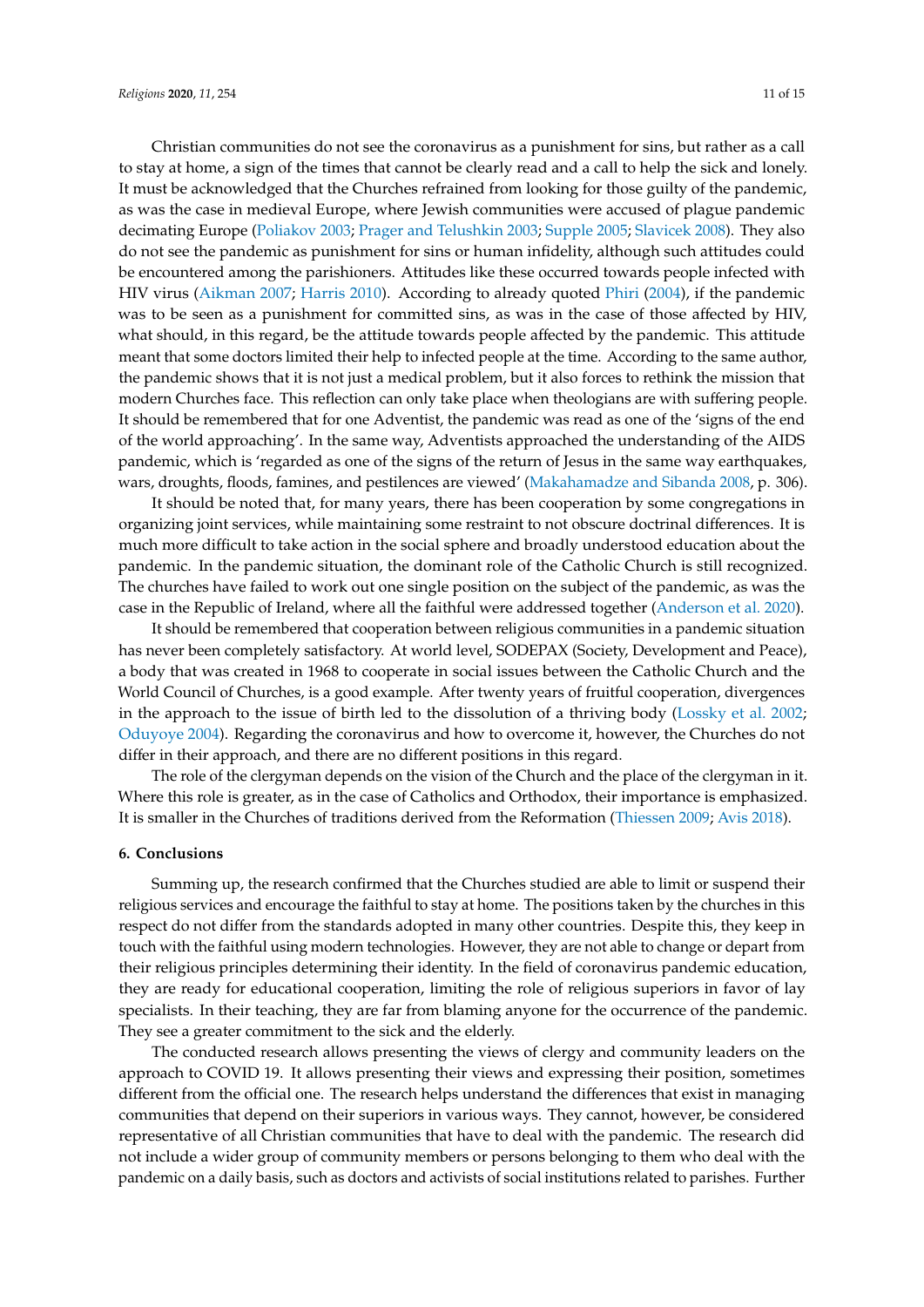Christian communities do not see the coronavirus as a punishment for sins, but rather as a call to stay at home, a sign of the times that cannot be clearly read and a call to help the sick and lonely. It must be acknowledged that the Churches refrained from looking for those guilty of the pandemic, as was the case in medieval Europe, where Jewish communities were accused of plague pandemic decimating Europe (Poliakov 2003; Prager and Telushkin 2003; Supple 2005; Slavicek 2008). They also do not see the pandemic as punishment for sins or human infidelity, although such attitudes could be encountered among the parishioners. Attitudes like these occurred towards people infected with HIV virus (Aikman 2007; Harris 2010). According to already quoted Phiri (2004), if the pandemic was to be seen as a punishment for committed sins, as was in the case of those affected by HIV, what should, in this regard, be the attitude towards people affected by the pandemic. This attitude meant that some doctors limited their help to infected people at the time. According to the same author, the pandemic shows that it is not just a medical problem, but it also forces to rethink the mission that modern Churches face. This reflection can only take place when theologians are with suffering people. It should be remembered that for one Adventist, the pandemic was read as one of the 'signs of the end of the world approaching'. In the same way, Adventists approached the understanding of the AIDS pandemic, which is 'regarded as one of the signs of the return of Jesus in the same way earthquakes, wars, droughts, floods, famines, and pestilences are viewed' (Makahamadze and Sibanda 2008, p. 306).

It should be noted that, for many years, there has been cooperation by some congregations in organizing joint services, while maintaining some restraint to not obscure doctrinal differences. It is much more difficult to take action in the social sphere and broadly understood education about the pandemic. In the pandemic situation, the dominant role of the Catholic Church is still recognized. The churches have failed to work out one single position on the subject of the pandemic, as was the case in the Republic of Ireland, where all the faithful were addressed together (Anderson et al. 2020).

It should be remembered that cooperation between religious communities in a pandemic situation has never been completely satisfactory. At world level, SODEPAX (Society, Development and Peace), a body that was created in 1968 to cooperate in social issues between the Catholic Church and the World Council of Churches, is a good example. After twenty years of fruitful cooperation, divergences in the approach to the issue of birth led to the dissolution of a thriving body (Lossky et al. 2002; Oduyoye 2004). Regarding the coronavirus and how to overcome it, however, the Churches do not differ in their approach, and there are no different positions in this regard.

The role of the clergyman depends on the vision of the Church and the place of the clergyman in it. Where this role is greater, as in the case of Catholics and Orthodox, their importance is emphasized. It is smaller in the Churches of traditions derived from the Reformation (Thiessen 2009; Avis 2018).

## 6. Conclusions

Summing up, the research confirmed that the Churches studied are able to limit or suspend their religious services and encourage the faithful to stay at home. The positions taken by the churches in this respect do not differ from the standards adopted in many other countries. Despite this, they keep in touch with the faithful using modern technologies. However, they are not able to change or depart from their religious principles determining their identity. In the field of coronavirus pandemic education, they are ready for educational cooperation, limiting the role of religious superiors in favor of lay specialists. In their teaching, they are far from blaming anyone for the occurrence of the pandemic. They see a greater commitment to the sick and the elderly.

The conducted research allows presenting the views of clergy and community leaders on the approach to COVID 19. It allows presenting their views and expressing their position, sometimes different from the official one. The research helps understand the differences that exist in managing communities that depend on their superiors in various ways. They cannot, however, be considered representative of all Christian communities that have to deal with the pandemic. The research did not include a wider group of community members or persons belonging to them who deal with the pandemic on a daily basis, such as doctors and activists of social institutions related to parishes. Further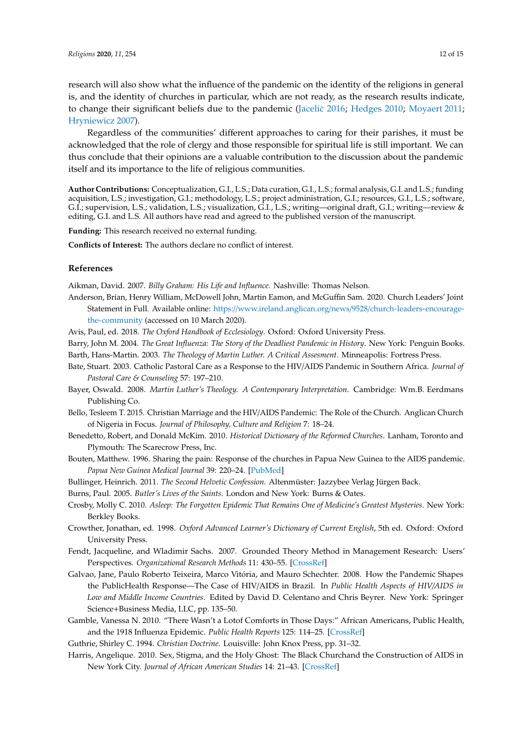research will also show what the influence of the pandemic on the identity of the religions in general is, and the identity of churches in particular, which are not ready, as the research results indicate, to change their significant beliefs due to the pandemic (Jacelič 2016; Hedges 2010; Moyaert 2011; Hryniewicz 2007).

Regardless of the communities' different approaches to caring for their parishes, it must be acknowledged that the role of clergy and those responsible for spiritual life is still important. We can thus conclude that their opinions are a valuable contribution to the discussion about the pandemic itself and its importance to the life of religious communities.

**Author Contributions:** Conceptualization, G.I., L.S.; Data curation, G.I., L.S.; formal analysis, G.I. and L.S.; funding acquisition, L.S.; investigation, G.I.; methodology, L.S.; project administration, G.I.; resources, G.I., L.S.; software, G.I.; supervision, L.S.; validation, L.S.; visualization, G.I., L.S.; writing—original draft, G.I.; writing—review & editing, G.I. and L.S. All authors have read and agreed to the published version of the manuscript.

**Funding:** This research received no external funding.

**Conflicts of Interest:** The authors declare no conflict of interest.

## References

Aikman, David. 2007. *Billy Graham: His Life and Influence*. Nashville: Thomas Nelson.

Anderson, Brian, Henry William, McDowell John, Martin Eamon, and McGuffin Sam. 2020. Church Leaders' Joint Statement in Full. Available online: https://www.ireland.anglican.org/news/9528/church-leaders-encourage-the-community (accessed on 10 March 2020).

Avis, Paul, ed. 2018. *The Oxford Handbook of Ecclesiology*. Oxford: Oxford University Press.

Barry, John M. 2004. *The Great Influenza: The Story of the Deadliest Pandemic in History*. New York: Penguin Books.

Barth, Hans-Martin. 2003. *The Theology of Martin Luther. A Critical Assesment*. Minneapolis: Fortress Press.

Bate, Stuart. 2003. Catholic Pastoral Care as a Response to the HIV/AIDS Pandemic in Southern Africa. *Journal of Pastoral Care & Counseling* 57: 197–210.

Bayer, Oswald. 2008. *Martin Luther's Theology. A Contemporary Interpretation*. Cambridge: Wm.B. Eerdmans Publishing Co.

Bello, Tesleem T. 2015. Christian Marriage and the HIV/AIDS Pandemic: The Role of the Church. Anglican Church of Nigeria in Focus. *Journal of Philosophy, Culture and Religion* 7: 18–24.

Benedetto, Robert, and Donald McKim. 2010. *Historical Dictionary of the Reformed Churches*. Lanham, Toronto and Plymouth: The Scarecrow Press, Inc.

Bouten, Matthew. 1996. Sharing the pain: Response of the churches in Papua New Guinea to the AIDS pandemic. *Papua New Guinea Medical Journal* 39: 220–24. [PubMed]

Bullinger, Heinrich. 2011. *The Second Helvetic Confession*. Altenmüster: Jazzybee Verlag Jürgen Back.

Burns, Paul. 2005. *Butler's Lives of the Saints*. London and New York: Burns & Oates.

Crosby, Molly C. 2010. *Asleep: The Forgotten Epidemic That Remains One of Medicine's Greatest Mysteries*. New York: Berkley Books.

Crowther, Jonathan, ed. 1998. *Oxford Advanced Learner's Dictionary of Current English*, 5th ed. Oxford: Oxford University Press.

Fendt, Jacqueline, and Wladimir Sachs. 2007. Grounded Theory Method in Management Research: Users' Perspectives. *Organizational Research Methods* 11: 430–55. [CrossRef]

Galvao, Jane, Paulo Roberto Teixeira, Marco Vitória, and Mauro Schechter. 2008. How the Pandemic Shapes the PublicHealth Response—The Case of HIV/AIDS in Brazil. In *Public Health Aspects of HIV/AIDS in Low and Middle Income Countries*. Edited by David D. Celentano and Chris Beyrer. New York: Springer Science+Business Media, LLC, pp. 135–50.

Gamble, Vanessa N. 2010. "There Wasn't a Lotof Comforts in Those Days:" African Americans, Public Health, and the 1918 Influenza Epidemic. *Public Health Reports* 125: 114–25. [CrossRef]

Guthrie, Shirley C. 1994. *Christian Doctrine*. Louisville: John Knox Press, pp. 31–32.

Harris, Angelique. 2010. Sex, Stigma, and the Holy Ghost: The Black Churchand the Construction of AIDS in New York City. *Journal of African American Studies* 14: 21–43. [CrossRef]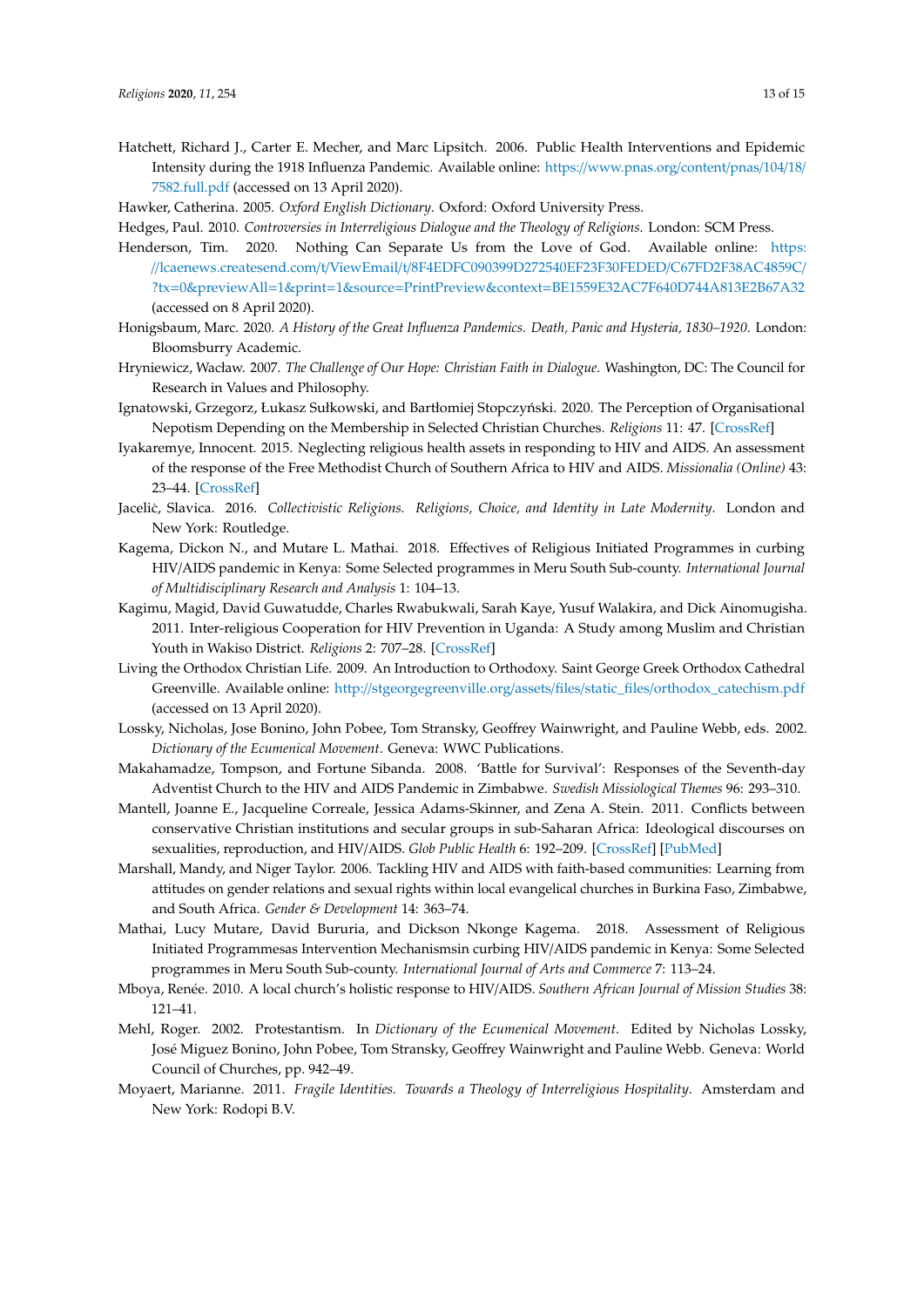Hatchett, Richard J., Carter E. Mecher, and Marc Lipsitch. 2006. Public Health Interventions and Epidemic Intensity during the 1918 Influenza Pandemic. Available online: https://www.pnas.org/content/pnas/104/18/7582.full.pdf (accessed on 13 April 2020).

Hawker, Catherina. 2005. *Oxford English Dictionary*. Oxford: Oxford University Press.

Hedges, Paul. 2010. *Controversies in Interreligious Dialogue and the Theology of Religions*. London: SCM Press.

Henderson, Tim. 2020. Nothing Can Separate Us from the Love of God. Available online: https://lcaenews.createsend.com/t/ViewEmail/t/8F4EDFC090399D272540EF23F30FEDED/C67FD2F38AC4859C/?tx=0&previewAll=1&print=1&source=PrintPreview&context=BE1559E32AC7F640D744A813E2B67A32 (accessed on 8 April 2020).

Honigsbaum, Marc. 2020. *A History of the Great Influenza Pandemics. Death, Panic and Hysteria, 1830–1920*. London: Bloomsbury Academic.

Hryniewicz, Wacław. 2007. *The Challenge of Our Hope: Christian Faith in Dialogue*. Washington, DC: The Council for Research in Values and Philosophy.

Ignatowski, Grzegorz, Łukasz Sułkowski, and Bartłomiej Stopczyński. 2020. The Perception of Organisational Nepotism Depending on the Membership in Selected Christian Churches. *Religions* 11: 47. [CrossRef]

Iyakaremye, Innocent. 2015. Neglecting religious health assets in responding to HIV and AIDS. An assessment of the response of the Free Methodist Church of Southern Africa to HIV and AIDS. *Missionalia (Online)* 43: 23–44. [CrossRef]

Jacelič, Slavica. 2016. *Collectivistic Religions. Religions, Choice, and Identity in Late Modernity*. London and New York: Routledge.

Kagema, Dickon N., and Mutare L. Mathai. 2018. Effectives of Religious Initiated Programmes in curbing HIV/AIDS pandemic in Kenya: Some Selected programmes in Meru South Sub-county. *International Journal of Multidisciplinary Research and Analysis* 1: 104–13.

Kagimu, Magid, David Guwatudde, Charles Rwabukwali, Sarah Kaye, Yusuf Walakira, and Dick Ainomugisha. 2011. Inter-religious Cooperation for HIV Prevention in Uganda: A Study among Muslim and Christian Youth in Wakiso District. *Religions* 2: 707–28. [CrossRef]

Living the Orthodox Christian Life. 2009. An Introduction to Orthodoxy. Saint George Greek Orthodox Cathedral Greenville. Available online: http://stgeorgegreenville.org/assets/files/static_files/orthodox_catechism.pdf (accessed on 13 April 2020).

Lossky, Nicholas, Jose Bonino, John Pobee, Tom Stransky, Geoffrey Wainwright, and Pauline Webb, eds. 2002. *Dictionary of the Ecumenical Movement*. Geneva: WWC Publications.

Makahamadze, Tompson, and Fortune Sibanda. 2008. 'Battle for Survival': Responses of the Seventh-day Adventist Church to the HIV and AIDS Pandemic in Zimbabwe. *Swedish Missiological Themes* 96: 293–310.

Mantell, Joanne E., Jacqueline Correale, Jessica Adams-Skinner, and Zena A. Stein. 2011. Conflicts between conservative Christian institutions and secular groups in sub-Saharan Africa: Ideological discourses on sexualities, reproduction, and HIV/AIDS. *Glob Public Health* 6: 192–209. [CrossRef] [PubMed]

Marshall, Mandy, and Niger Taylor. 2006. Tackling HIV and AIDS with faith-based communities: Learning from attitudes on gender relations and sexual rights within local evangelical churches in Burkina Faso, Zimbabwe, and South Africa. *Gender & Development* 14: 363–74.

Mathai, Lucy Mutare, David Bururia, and Dickson Nkonge Kagema. 2018. Assessment of Religious Initiated Programmesas Intervention Mechanismsin curbing HIV/AIDS pandemic in Kenya: Some Selected programmes in Meru South Sub-county. *International Journal of Arts and Commerce* 7: 113–24.

Mboya, Renée. 2010. A local church's holistic response to HIV/AIDS. *Southern African Journal of Mission Studies* 38: 121–41.

Mehl, Roger. 2002. Protestantism. In *Dictionary of the Ecumenical Movement*. Edited by Nicholas Lossky, José Miguez Bonino, John Pobee, Tom Stransky, Geoffrey Wainwright and Pauline Webb. Geneva: World Council of Churches, pp. 942–49.

Moyaert, Marianne. 2011. *Fragile Identities. Towards a Theology of Interreligious Hospitality*. Amsterdam and New York: Rodopi B.V.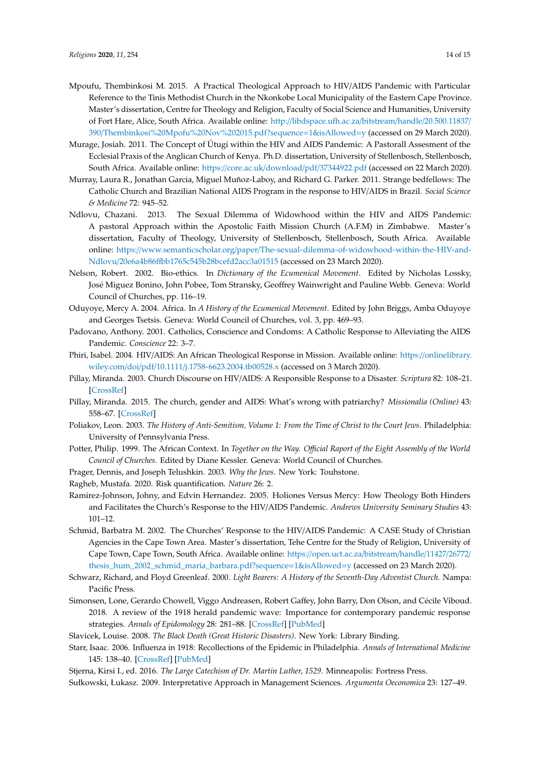Mpoufu, Thembinkosi M. 2015. A Practical Theological Approach to HIV/AIDS Pandemic with Particular Reference to the Tinis Methodist Church in the Nkonkobe Local Municipality of the Eastern Cape Province. Master's dissertation, Centre for Theology and Religion, Faculty of Social Science and Humanities, University of Fort Hare, Alice, South Africa. Available online: http://libdspace.ufh.ac.za/bitstream/handle/20.500.11837/390/Thembinkosi%20Mpofu%20Nov%202015.pdf?sequence=1&isAllowed=y (accessed on 29 March 2020).

Murage, Josiah. 2011. The Concept of Ũtugi within the HIV and AIDS Pandemic: A Pastorall Assesment of the Ecclesial Praxis of the Anglican Church of Kenya. Ph.D. dissertation, University of Stellenbosch, Stellenbosch, South Africa. Available online: https://core.ac.uk/download/pdf/37344922.pdf (accessed on 22 March 2020).

Murray, Laura R., Jonathan Garcia, Miguel Muñoz-Laboy, and Richard G. Parker. 2011. Strange bedfellows: The Catholic Church and Brazilian National AIDS Program in the response to HIV/AIDS in Brazil. *Social Science & Medicine* 72: 945–52.

Ndlovu, Chazani. 2013. The Sexual Dilemma of Widowhood within the HIV and AIDS Pandemic: A pastoral Approach within the Apostolic Faith Mission Church (A.F.M) in Zimbabwe. Master's dissertation, Faculty of Theology, University of Stellenbosch, Stellenbosch, South Africa. Available online: https://www.semanticscholar.org/paper/The-sexual-dilemma-of-widowhood-within-the-HIV-and-Ndlovu/20e6a4b86ffbb1765c545b28bcefd2acc3a01515 (accessed on 23 March 2020).

Nelson, Robert. 2002. Bio-ethics. In *Dictionary of the Ecumenical Movement*. Edited by Nicholas Lossky, José Miguez Bonino, John Pobee, Tom Stransky, Geoffrey Wainwright and Pauline Webb. Geneva: World Council of Churches, pp. 116–19.

Oduyoye, Mercy A. 2004. Africa. In *A History of the Ecumenical Movement*. Edited by John Briggs, Amba Oduyoye and Georges Tsetsis. Geneva: World Council of Churches, vol. 3, pp. 469–93.

Padovano, Anthony. 2001. Catholics, Conscience and Condoms: A Catholic Response to Alleviating the AIDS Pandemic. *Conscience* 22: 3–7.

Phiri, Isabel. 2004. HIV/AIDS: An African Theological Response in Mission. Available online: https://onlinelibrary.wiley.com/doi/pdf/10.1111/j.1758-6623.2004.tb00528.x (accessed on 3 March 2020).

Pillay, Miranda. 2003. Church Discourse on HIV/AIDS: A Responsible Response to a Disaster. *Scriptura* 82: 108–21. [CrossRef]

Pillay, Miranda. 2015. The church, gender and AIDS: What's wrong with patriarchy? *Missionalia (Online)* 43: 558–67. [CrossRef]

Poliakov, Leon. 2003. *The History of Anti-Semitism, Volume 1: From the Time of Christ to the Court Jews*. Philadelphia: University of Pennsylvania Press.

Potter, Philip. 1999. The African Context. In *Together on the Way. Official Raport of the Eight Assembly of the World Council of Churches*. Edited by Diane Kessler. Geneva: World Council of Churches.

Prager, Dennis, and Joseph Telushkin. 2003. *Why the Jews*. New York: Touhstone.

Ragheb, Mustafa. 2020. Risk quantification. *Nature* 26: 2.

Ramirez-Johnson, Johny, and Edvin Hernandez. 2005. Holiones Versus Mercy: How Theology Both Hinders and Facilitates the Church's Response to the HIV/AIDS Pandemic. *Andrews University Seminary Studies* 43: 101–12.

Schmid, Barbatra M. 2002. The Churches' Response to the HIV/AIDS Pandemic: A CASE Study of Christian Agencies in the Cape Town Area. Master's dissertation, Tehe Centre for the Study of Religion, University of Cape Town, Cape Town, South Africa. Available online: https://open.uct.ac.za/bitstream/handle/11427/26772/thesis_hum_2002_schmid_maria_barbara.pdf?sequence=1&isAllowed=y (accessed on 23 March 2020).

Schwarz, Richard, and Floyd Greenleaf. 2000. *Light Bearers: A History of the Seventh-Day Adventist Church*. Nampa: Pacific Press.

Simonsen, Lone, Gerardo Chowell, Viggo Andreasen, Robert Gaffey, John Barry, Don Olson, and Cécile Viboud. 2018. A review of the 1918 herald pandemic wave: Importance for contemporary pandemic response strategies. *Annals of Epidomology* 28: 281–88. [CrossRef] [PubMed]

Slavicek, Louise. 2008. *The Black Death (Great Historic Disasters)*. New York: Library Binding.

Starr, Isaac. 2006. Influenza in 1918: Recollections of the Epidemic in Philadelphia. *Annals of International Medicine* 145: 138–40. [CrossRef] [PubMed]

Stjerna, Kirsi I., ed. 2016. *The Large Catechism of Dr. Martin Luther, 1529*. Minneapolis: Fortress Press.

Sułkowski, Łukasz. 2009. Interpretative Approach in Management Sciences. *Argumenta Oeconomica* 23: 127–49.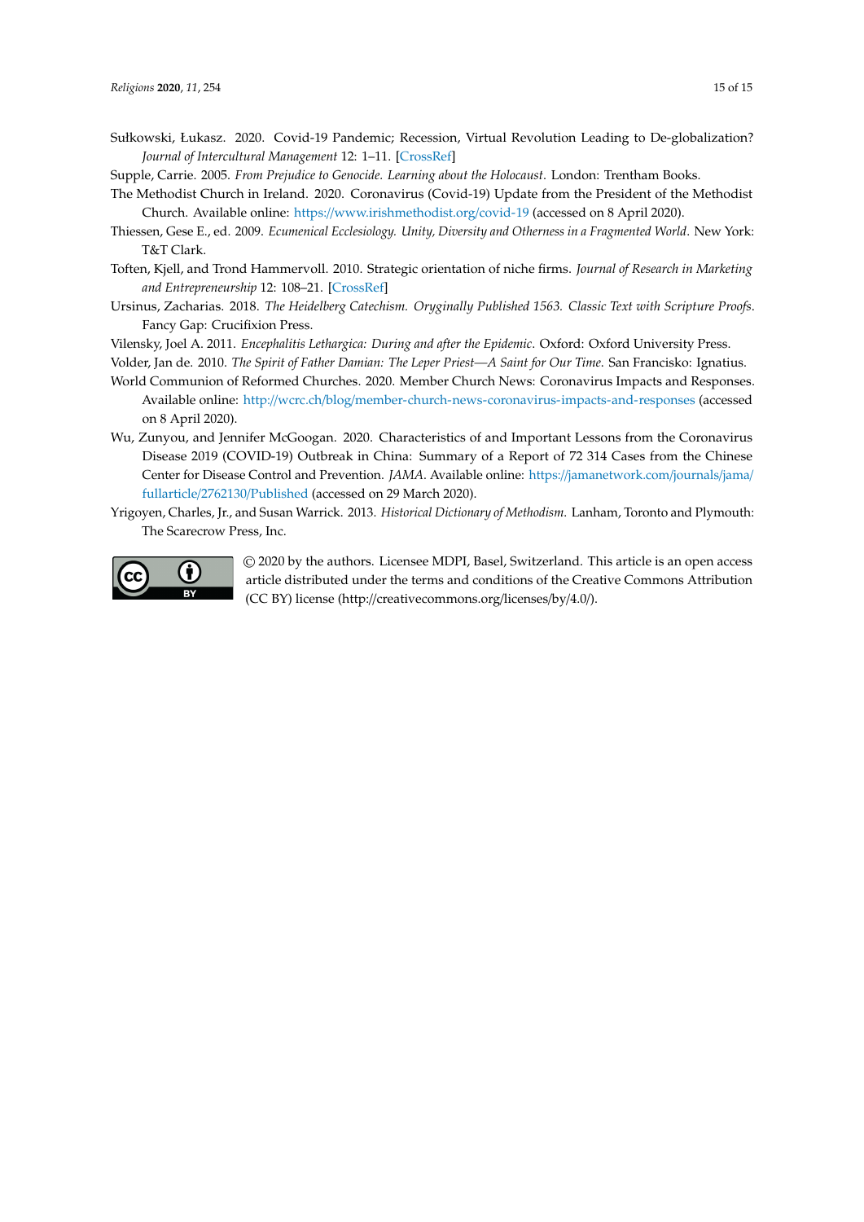Sułkowski, Łukasz. 2020. Covid-19 Pandemic; Recession, Virtual Revolution Leading to De-globalization? *Journal of Intercultural Management* 12: 1–11. [CrossRef]

Supple, Carrie. 2005. *From Prejudice to Genocide. Learning about the Holocaust*. London: Trentham Books.

The Methodist Church in Ireland. 2020. Coronavirus (Covid-19) Update from the President of the Methodist Church. Available online: https://www.irishmethodist.org/covid-19 (accessed on 8 April 2020).

Thiessen, Gese E., ed. 2009. *Ecumenical Ecclesiology. Unity, Diversity and Otherness in a Fragmented World*. New York: T&T Clark.

Toften, Kjell, and Trond Hammervoll. 2010. Strategic orientation of niche firms. *Journal of Research in Marketing and Entrepreneurship* 12: 108–21. [CrossRef]

Ursinus, Zacharias. 2018. *The Heidelberg Catechism. Oryginally Published 1563. Classic Text with Scripture Proofs*. Fancy Gap: Crucifixion Press.

Vilensky, Joel A. 2011. *Encephalitis Lethargica: During and after the Epidemic*. Oxford: Oxford University Press.

Volder, Jan de. 2010. *The Spirit of Father Damian: The Leper Priest—A Saint for Our Time*. San Francisko: Ignatius.

World Communion of Reformed Churches. 2020. Member Church News: Coronavirus Impacts and Responses. Available online: http://wcrc.ch/blog/member-church-news-coronavirus-impacts-and-responses (accessed on 8 April 2020).

Wu, Zunyou, and Jennifer McGoogan. 2020. Characteristics of and Important Lessons from the Coronavirus Disease 2019 (COVID-19) Outbreak in China: Summary of a Report of 72 314 Cases from the Chinese Center for Disease Control and Prevention. *JAMA*. Available online: https://jamanetwork.com/journals/jama/fullarticle/2762130/Published (accessed on 29 March 2020).

Yrigoyen, Charles, Jr., and Susan Warrick. 2013. *Historical Dictionary of Methodism*. Lanham, Toronto and Plymouth: The Scarecrow Press, Inc.

© 2020 by the authors. Licensee MDPI, Basel, Switzerland. This article is an open access article distributed under the terms and conditions of the Creative Commons Attribution (CC BY) license (http://creativecommons.org/licenses/by/4.0/).